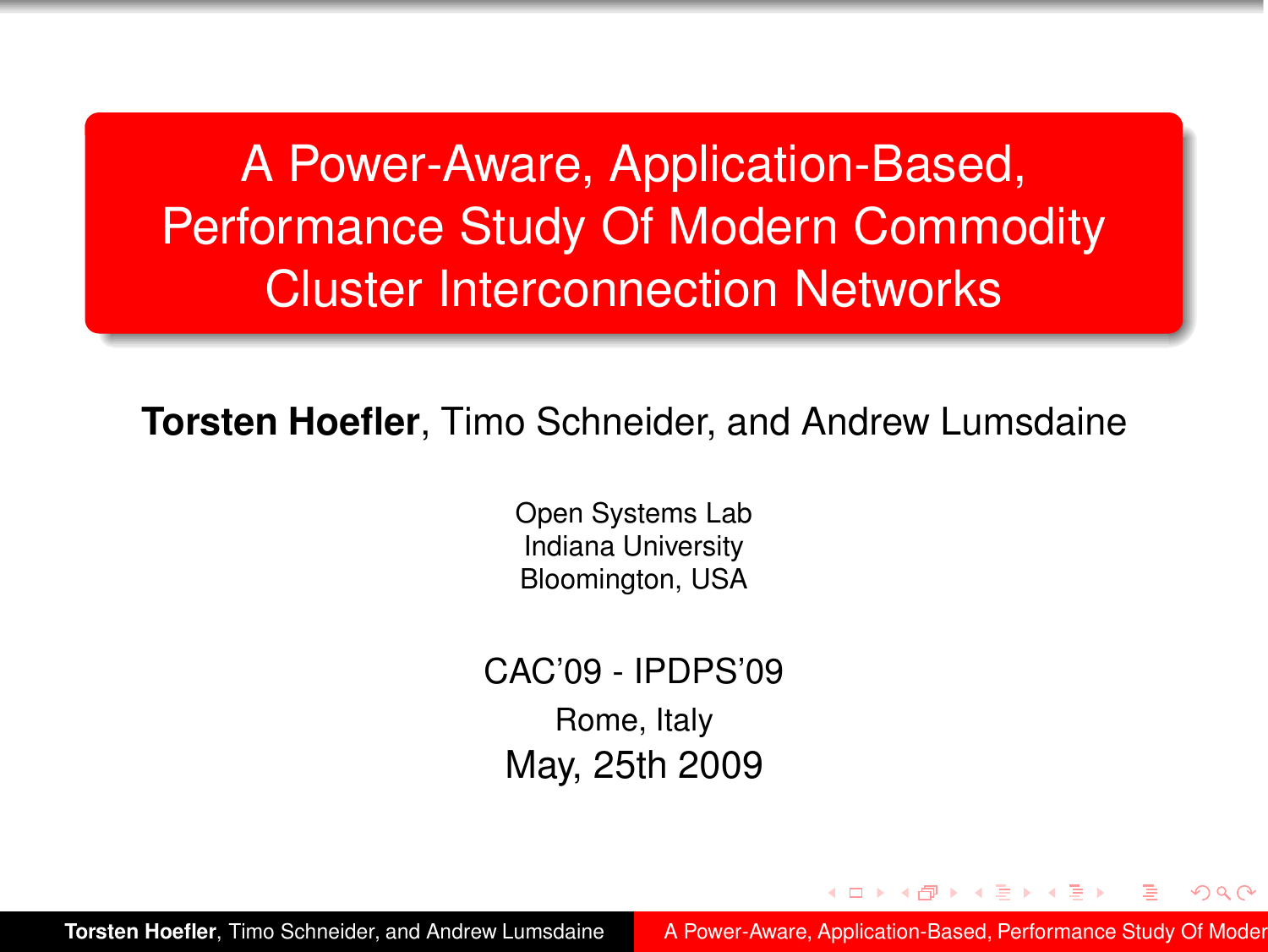# A Power-Aware, Application-Based, Performance Study Of Modern Commodity Cluster Interconnection Networks

**Torsten Hoefler**, Timo Schneider, and Andrew Lumsdaine

Open Systems Lab
Indiana University
Bloomington, USA

CAC'09 - IPDPS'09

Rome, Italy

May, 25th 2009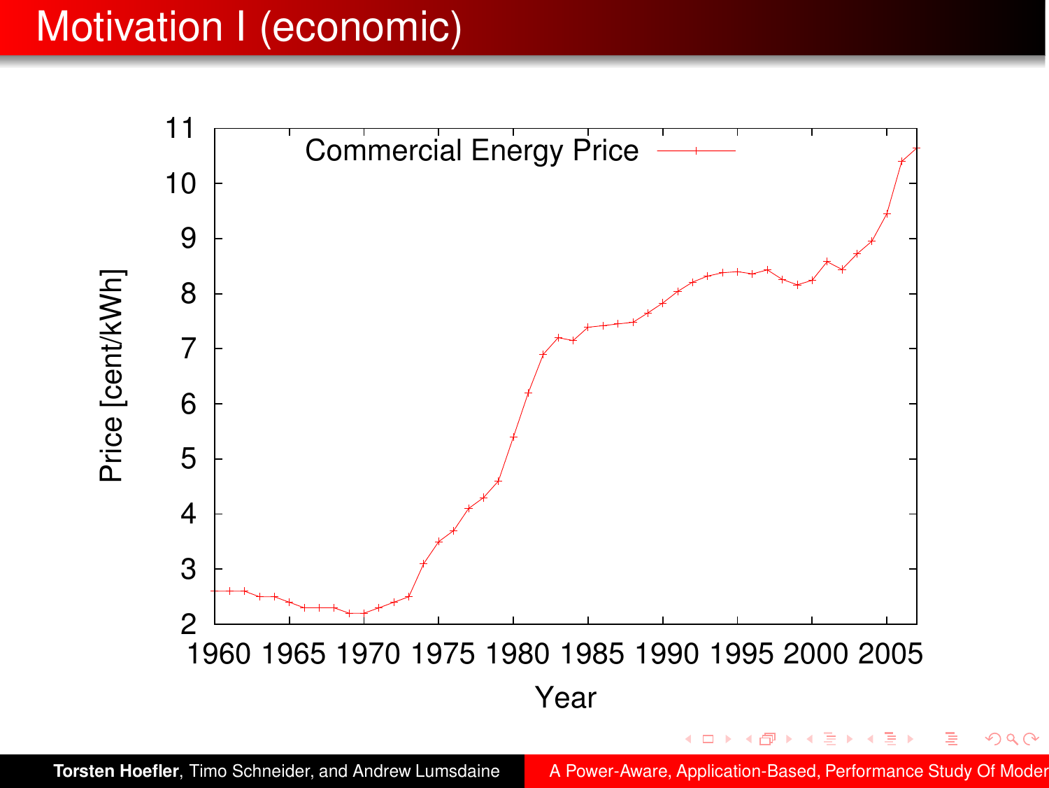# Motivation I (economic)

Commercial Energy Price

Price [cent/kWh]

Year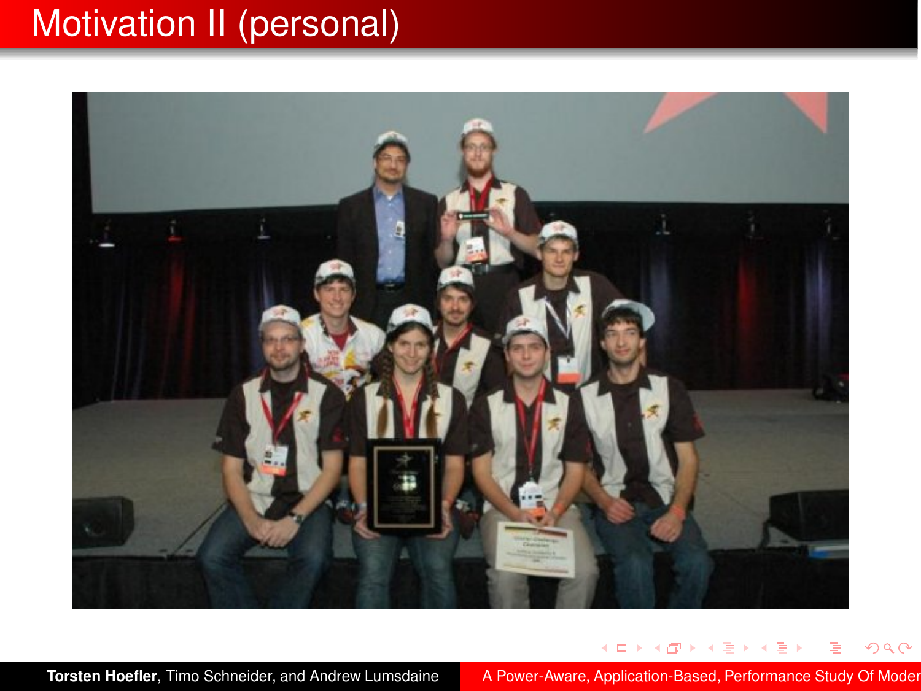# Motivation II (personal)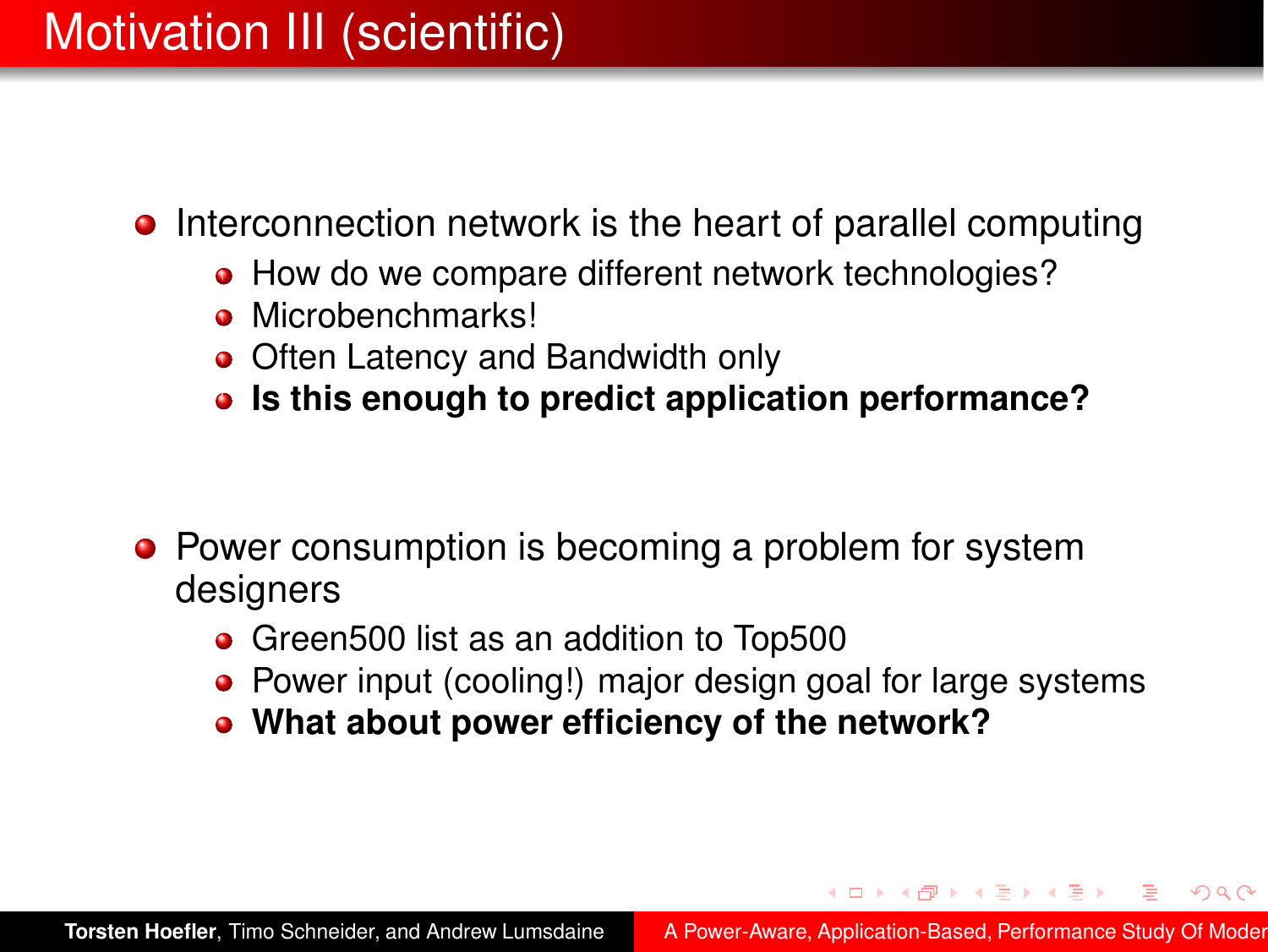# Motivation III (scientific)

- Interconnection network is the heart of parallel computing
  - How do we compare different network technologies?
  - Microbenchmarks!
  - Often Latency and Bandwidth only
  - **Is this enough to predict application performance?**
- Power consumption is becoming a problem for system designers
  - Green500 list as an addition to Top500
  - Power input (cooling!) major design goal for large systems
  - **What about power efficiency of the network?**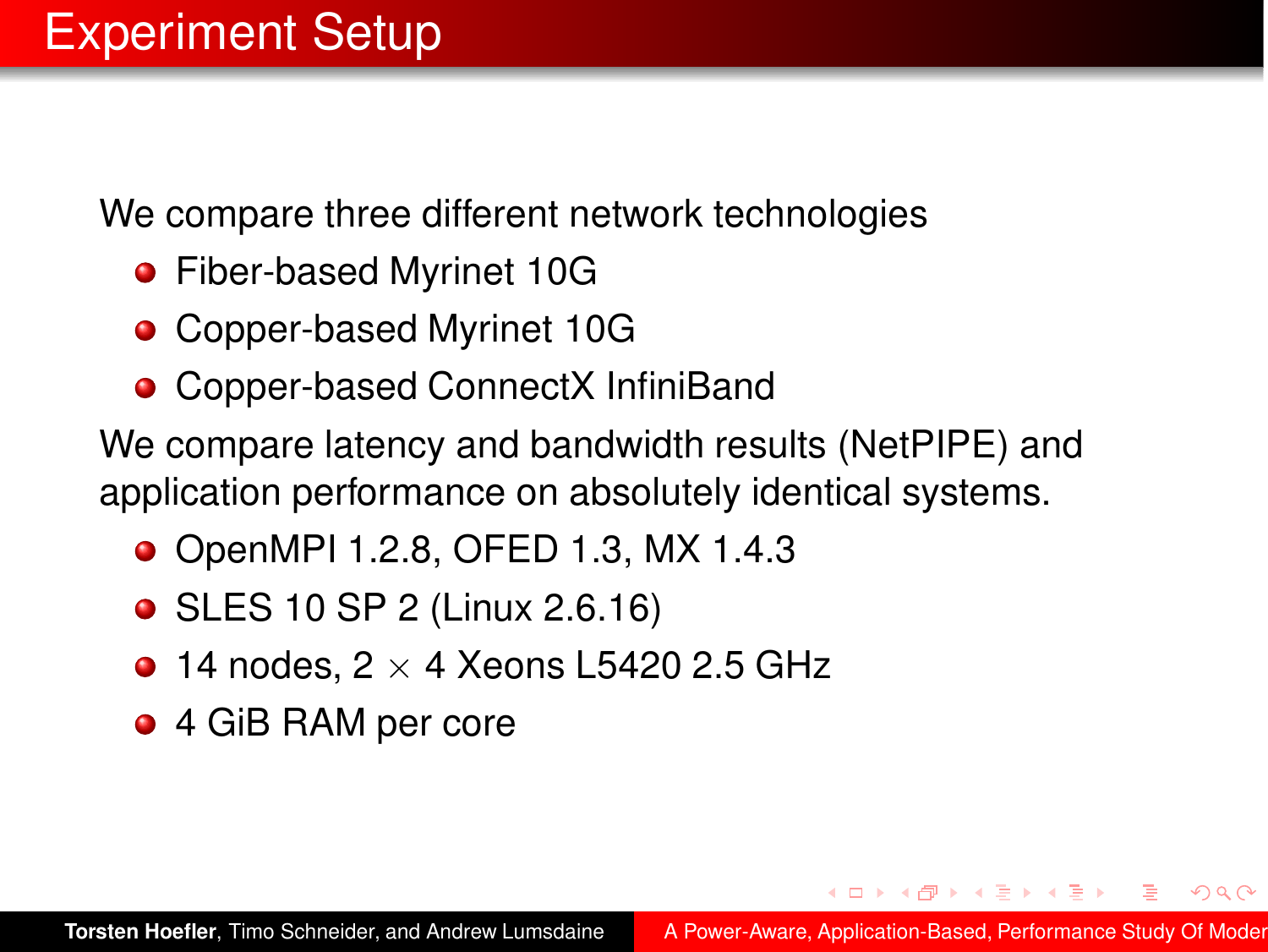# Experiment Setup

We compare three different network technologies

- Fiber-based Myrinet 10G
- Copper-based Myrinet 10G
- Copper-based ConnectX InfiniBand

We compare latency and bandwidth results (NetPIPE) and application performance on absolutely identical systems.

- OpenMPI 1.2.8, OFED 1.3, MX 1.4.3
- SLES 10 SP 2 (Linux 2.6.16)
- 14 nodes, 2 $\times$ 4 Xeons L5420 2.5 GHz
- 4 GiB RAM per core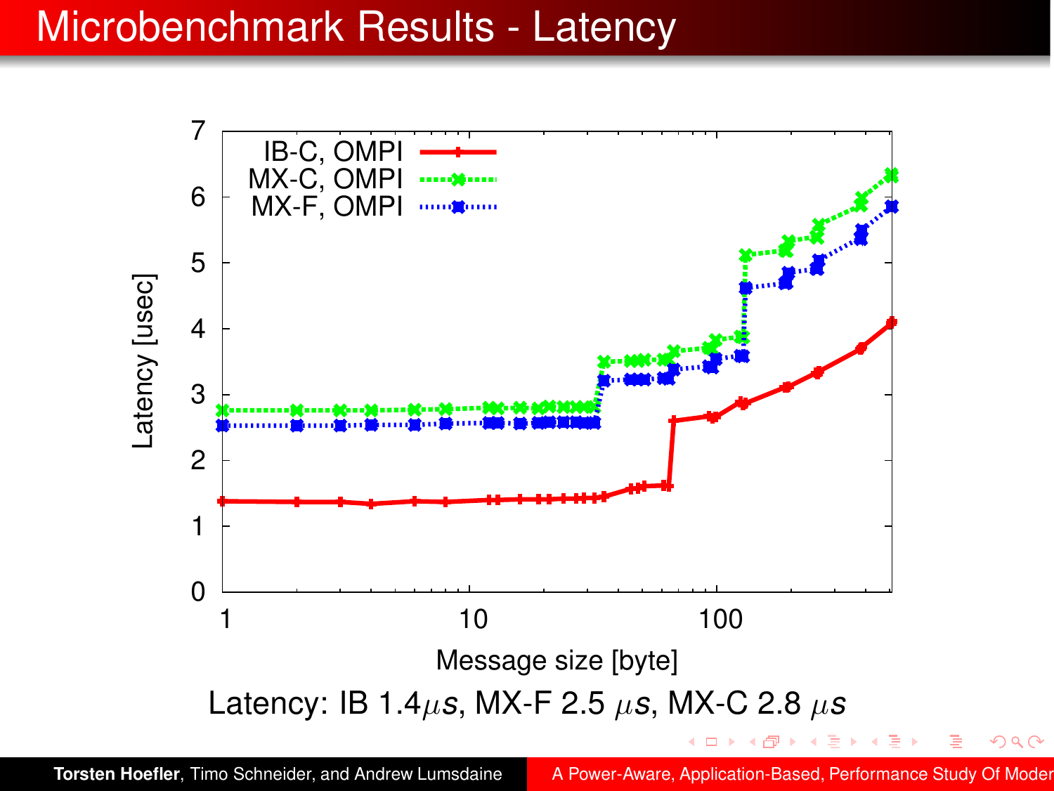# Microbenchmark Results - Latency

Latency: IB 1.4$\mu s$, MX-F 2.5 $\mu s$, MX-C 2.8 $\mu s$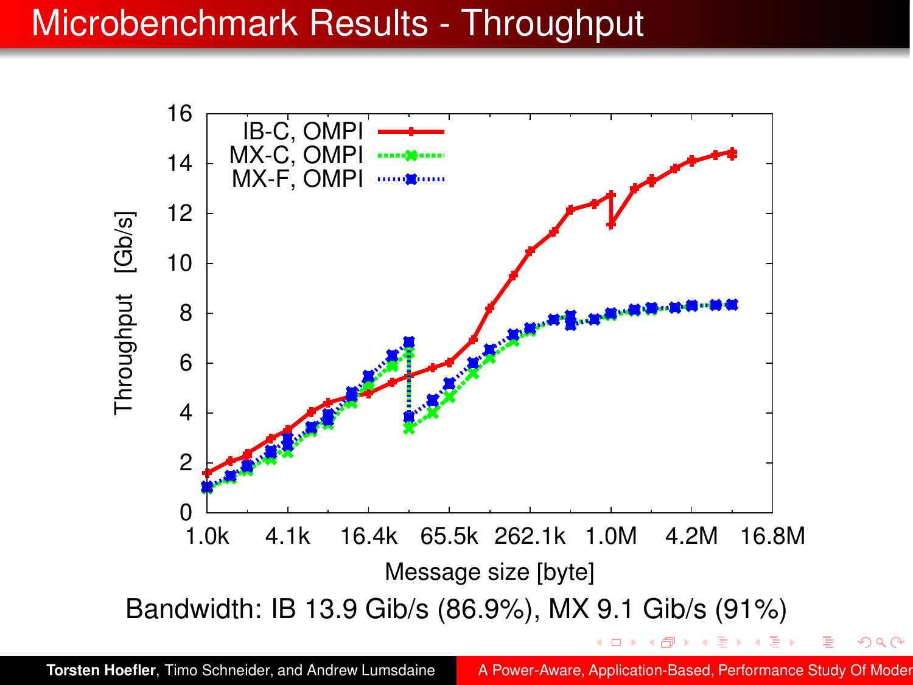# Microbenchmark Results - Throughput

Bandwidth: IB 13.9 Gib/s (86.9%), MX 9.1 Gib/s (91%)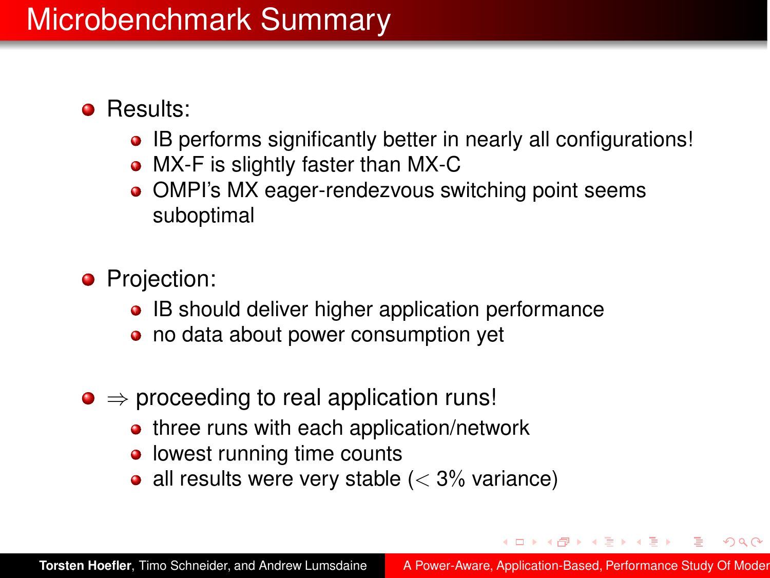# Microbenchmark Summary

- Results:
  - IB performs significantly better in nearly all configurations!
  - MX-F is slightly faster than MX-C
  - OMPI's MX eager-rendezvous switching point seems suboptimal
- Projection:
  - IB should deliver higher application performance
  - no data about power consumption yet
- $\Rightarrow$ proceeding to real application runs!
  - three runs with each application/network
  - lowest running time counts
  - all results were very stable ($<$ 3% variance)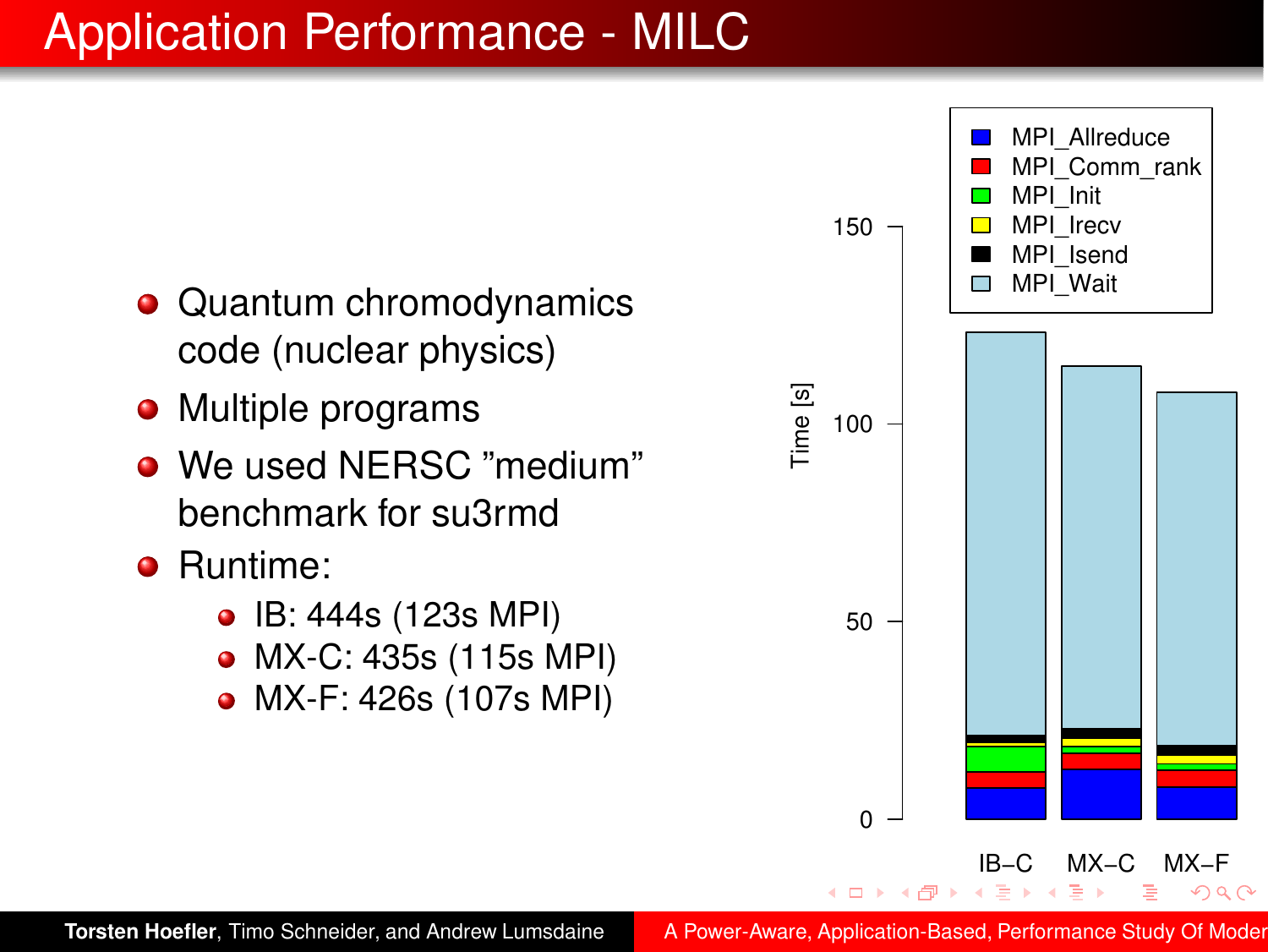# Application Performance - MILC

- Quantum chromodynamics code (nuclear physics)
- Multiple programs
- We used NERSC "medium" benchmark for su3rmd
- Runtime:
  - IB: 444s (123s MPI)
  - MX-C: 435s (115s MPI)
  - MX-F: 426s (107s MPI)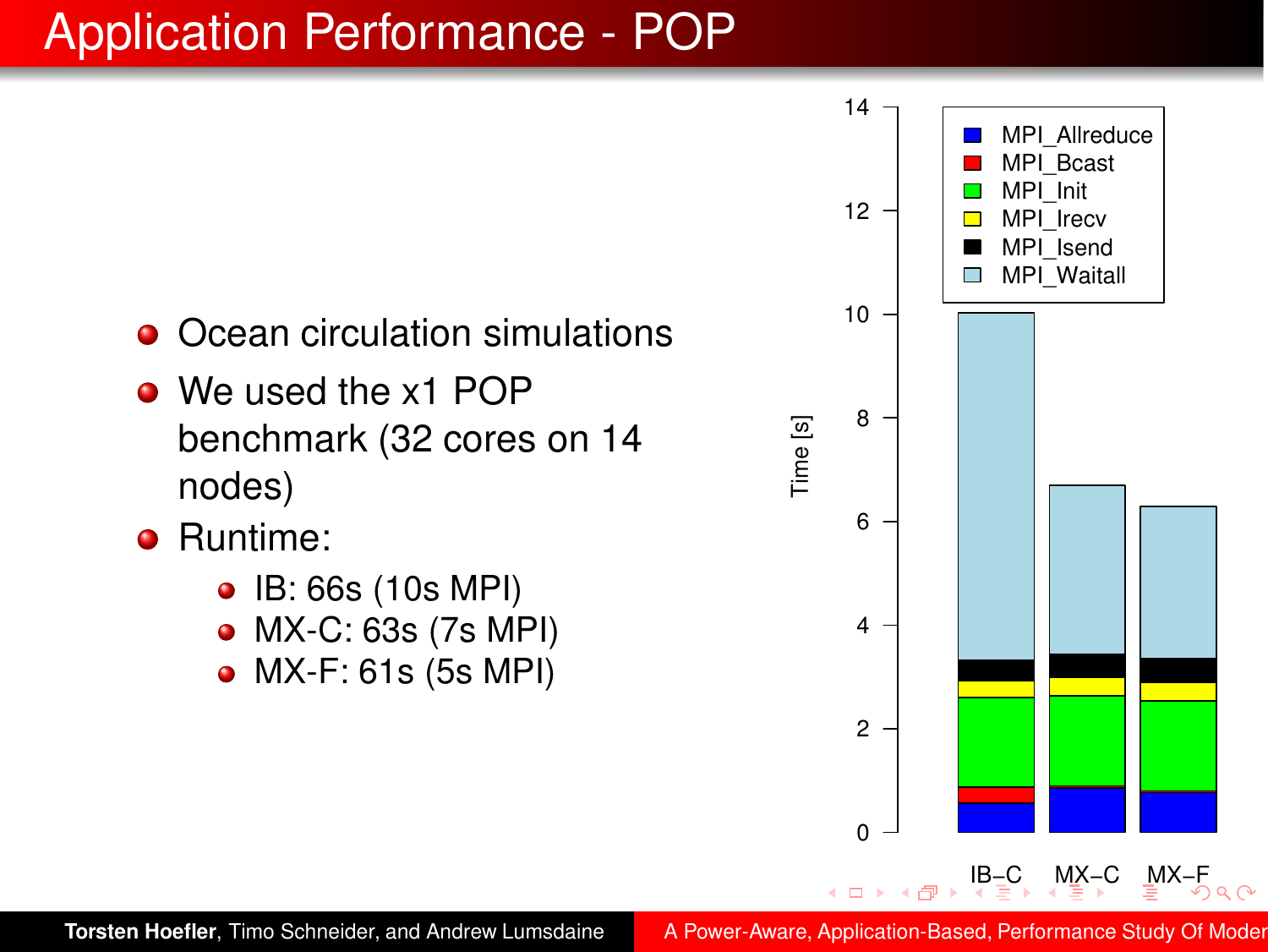# Application Performance - POP

- Ocean circulation simulations
- We used the x1 POP benchmark (32 cores on 14 nodes)
- Runtime:
  - IB: 66s (10s MPI)
  - MX-C: 63s (7s MPI)
  - MX-F: 61s (5s MPI)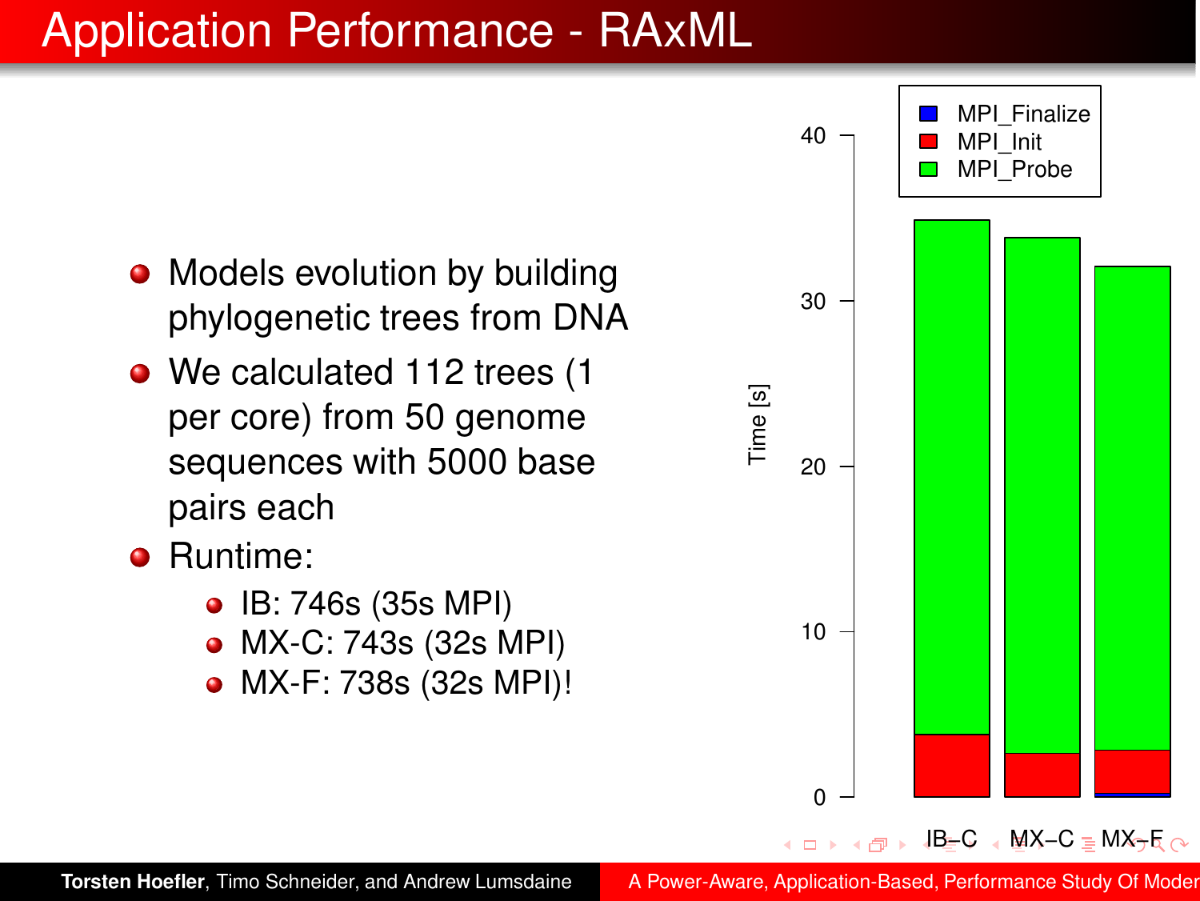# Application Performance - RAxML

- Models evolution by building phylogenetic trees from DNA
- We calculated 112 trees (1 per core) from 50 genome sequences with 5000 base pairs each
- Runtime:
  - IB: 746s (35s MPI)
  - MX-C: 743s (32s MPI)
  - MX-F: 738s (32s MPI)!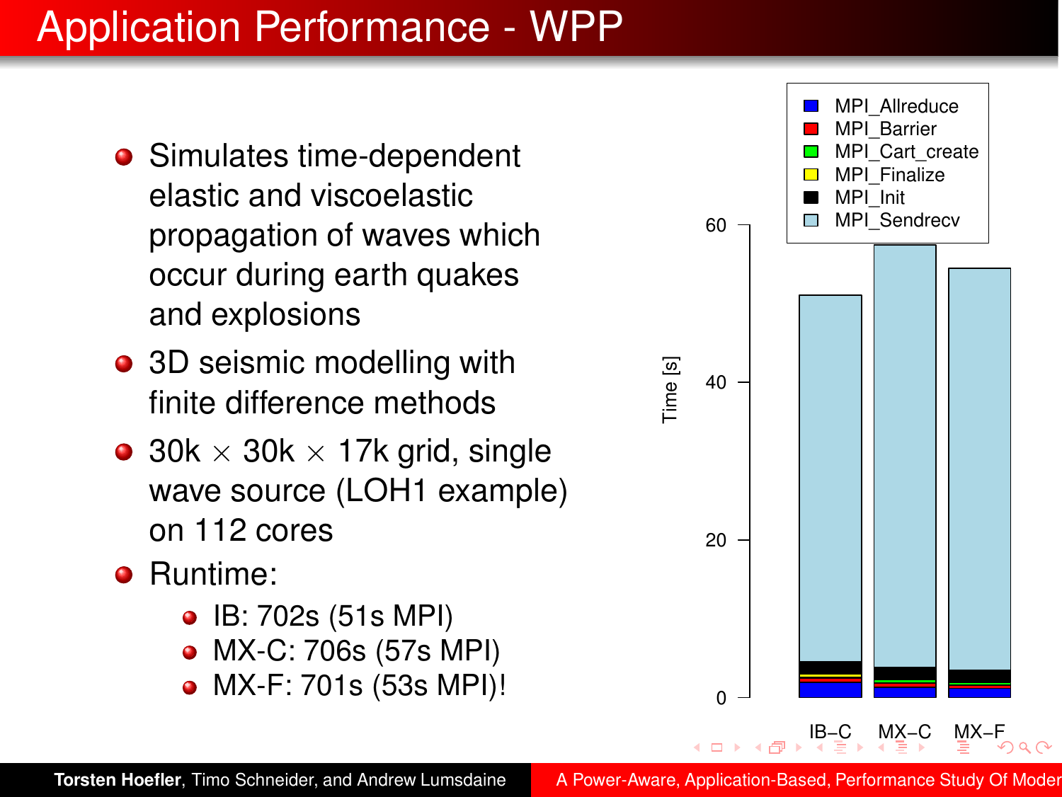# Application Performance - WPP

- Simulates time-dependent elastic and viscoelastic propagation of waves which occur during earth quakes and explosions
- 3D seismic modelling with finite difference methods
- 30k $\times$ 30k $\times$ 17k grid, single wave source (LOH1 example) on 112 cores
- Runtime:
  - IB: 702s (51s MPI)
  - MX-C: 706s (57s MPI)
  - MX-F: 701s (53s MPI)!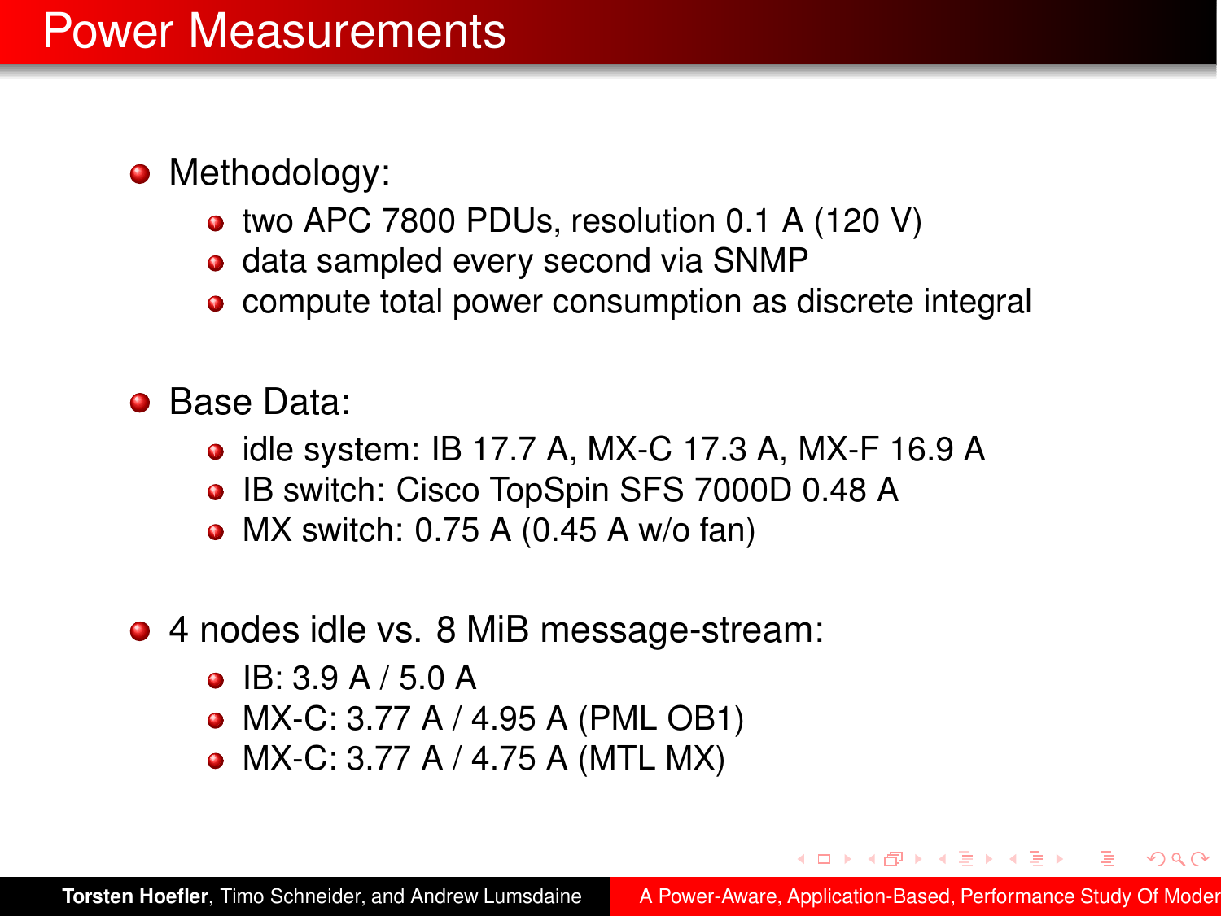# Power Measurements

- Methodology:
  - two APC 7800 PDUs, resolution 0.1 A (120 V)
  - data sampled every second via SNMP
  - compute total power consumption as discrete integral
- Base Data:
  - idle system: IB 17.7 A, MX-C 17.3 A, MX-F 16.9 A
  - IB switch: Cisco TopSpin SFS 7000D 0.48 A
  - MX switch: 0.75 A (0.45 A w/o fan)
- 4 nodes idle vs. 8 MiB message-stream:
  - IB: 3.9 A / 5.0 A
  - MX-C: 3.77 A / 4.95 A (PML OB1)
  - MX-C: 3.77 A / 4.75 A (MTL MX)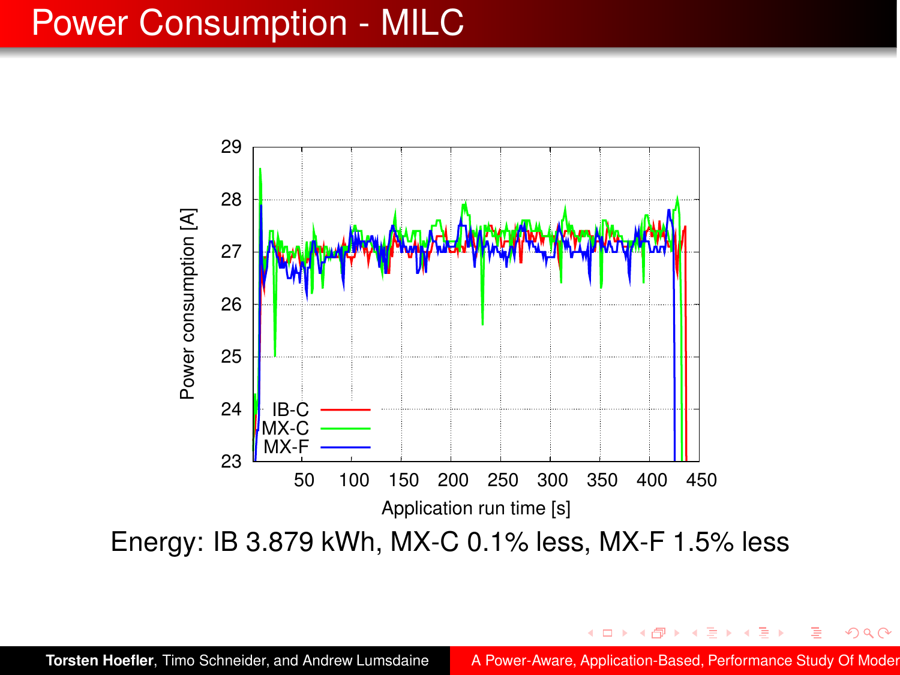# Power Consumption - MILC

Energy: IB 3.879 kWh, MX-C 0.1% less, MX-F 1.5% less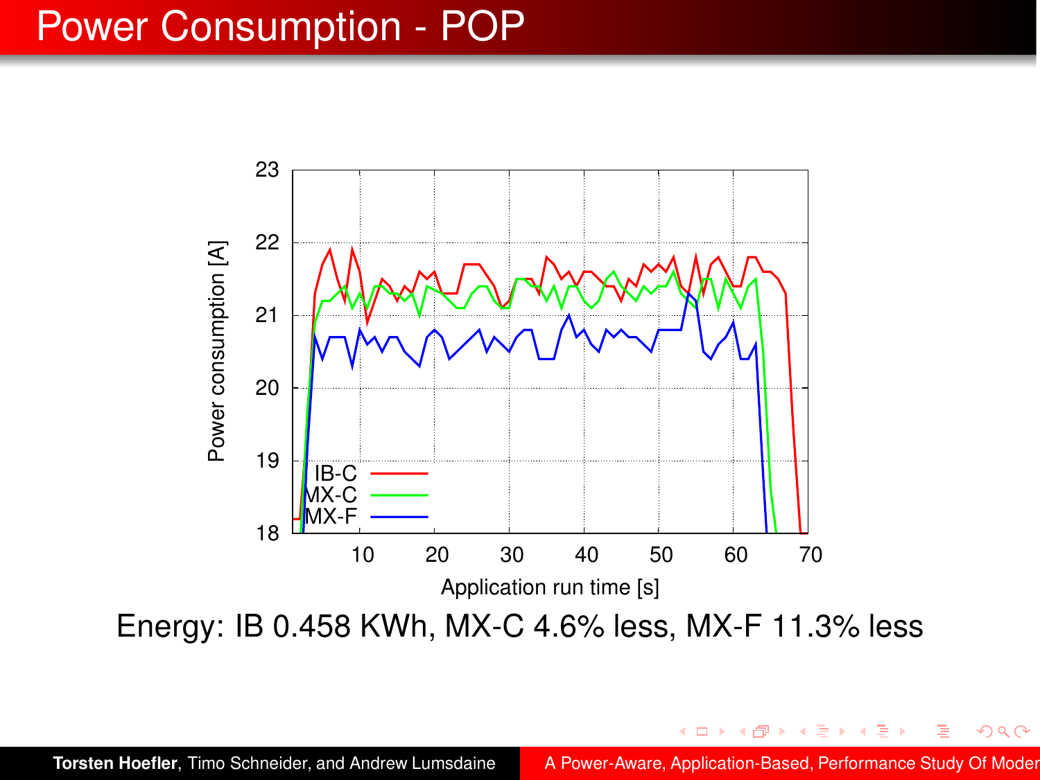# Power Consumption - POP

Energy: IB 0.458 KWh, MX-C 4.6% less, MX-F 11.3% less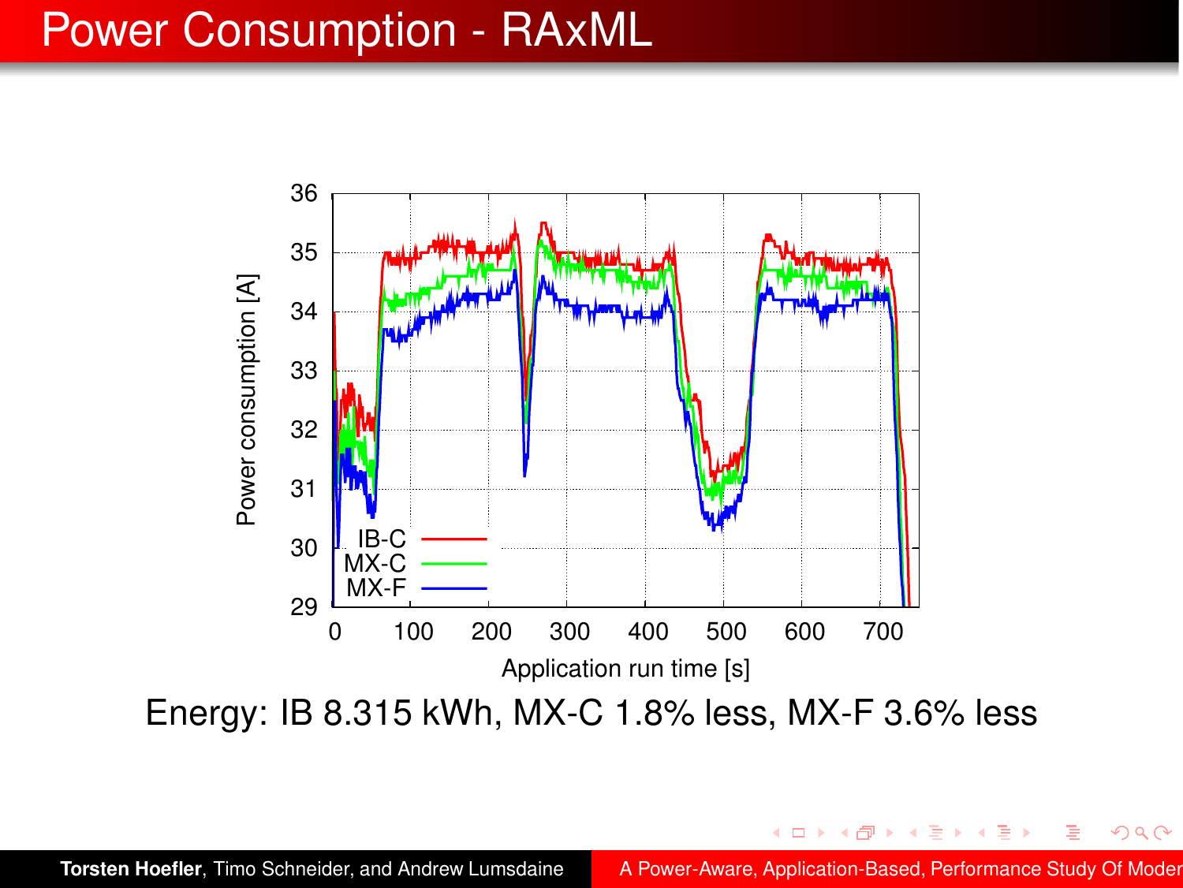# Power Consumption - RAxML

Energy: IB 8.315 kWh, MX-C 1.8% less, MX-F 3.6% less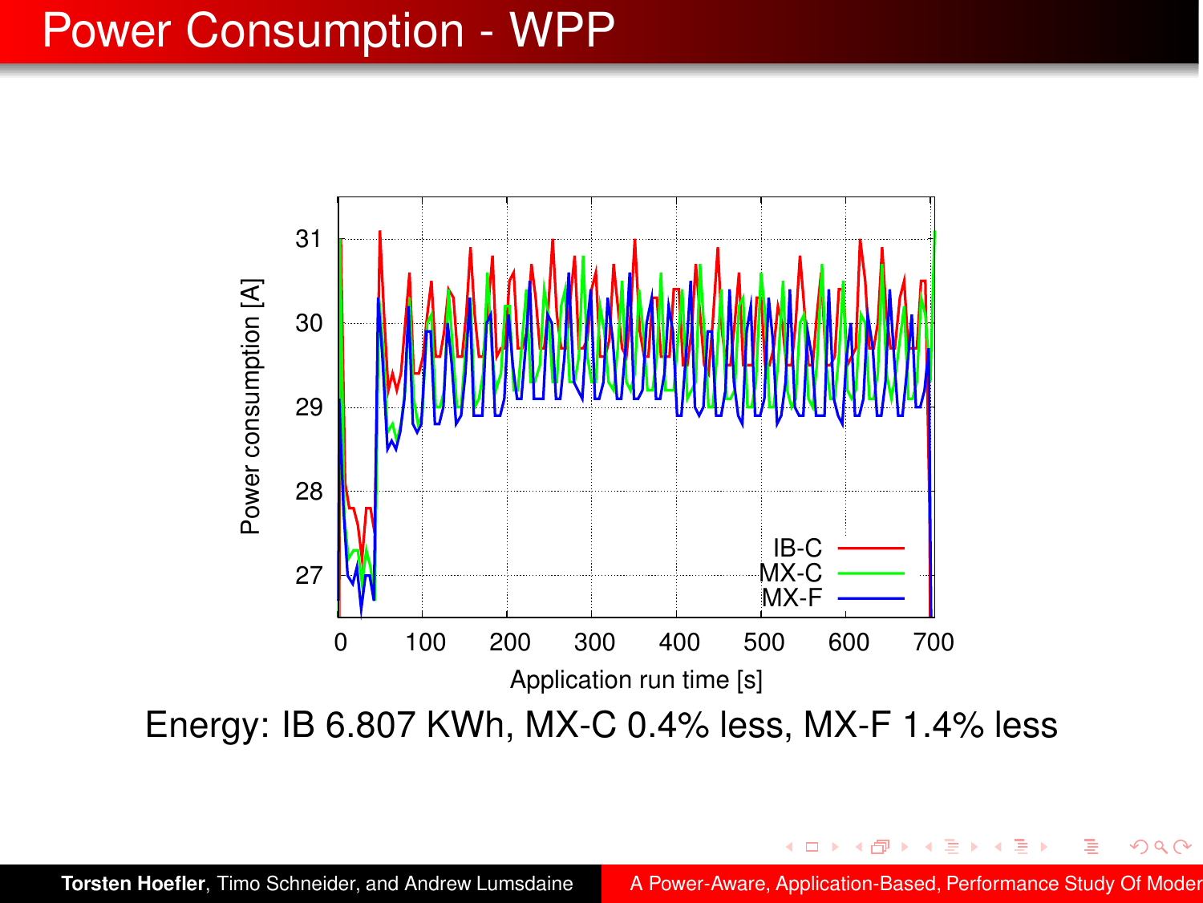# Power Consumption - WPP

Energy: IB 6.807 KWh, MX-C 0.4% less, MX-F 1.4% less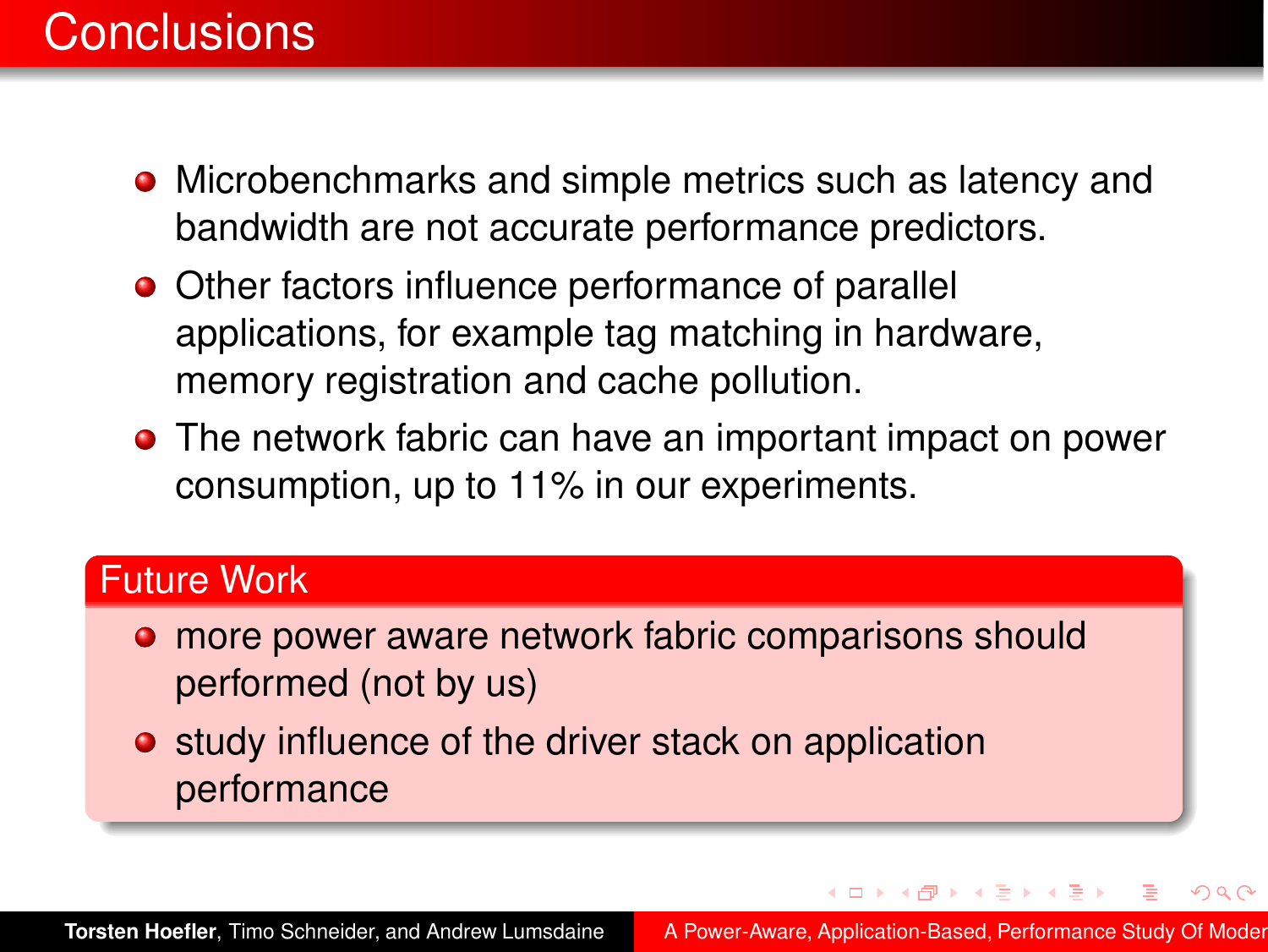# Conclusions

- Microbenchmarks and simple metrics such as latency and bandwidth are not accurate performance predictors.
- Other factors influence performance of parallel applications, for example tag matching in hardware, memory registration and cache pollution.
- The network fabric can have an important impact on power consumption, up to 11% in our experiments.

## Future Work

- more power aware network fabric comparisons should performed (not by us)
- study influence of the driver stack on application performance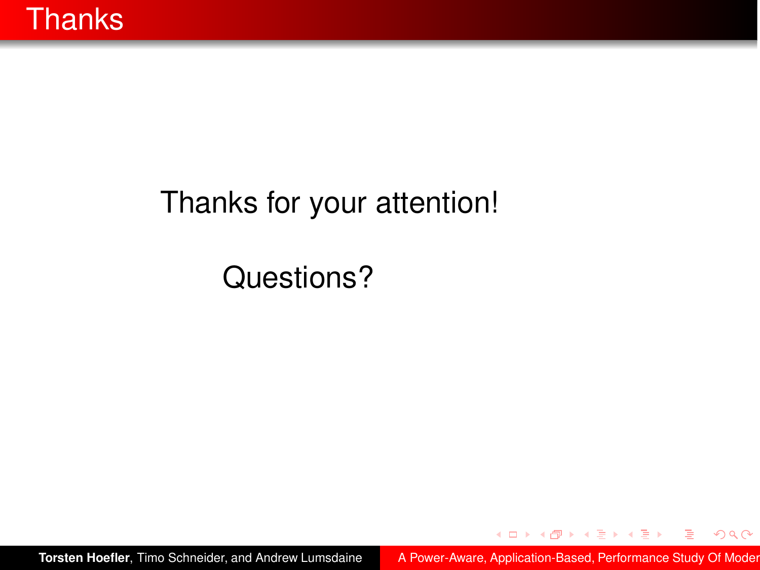# Thanks

Thanks for your attention!

Questions?